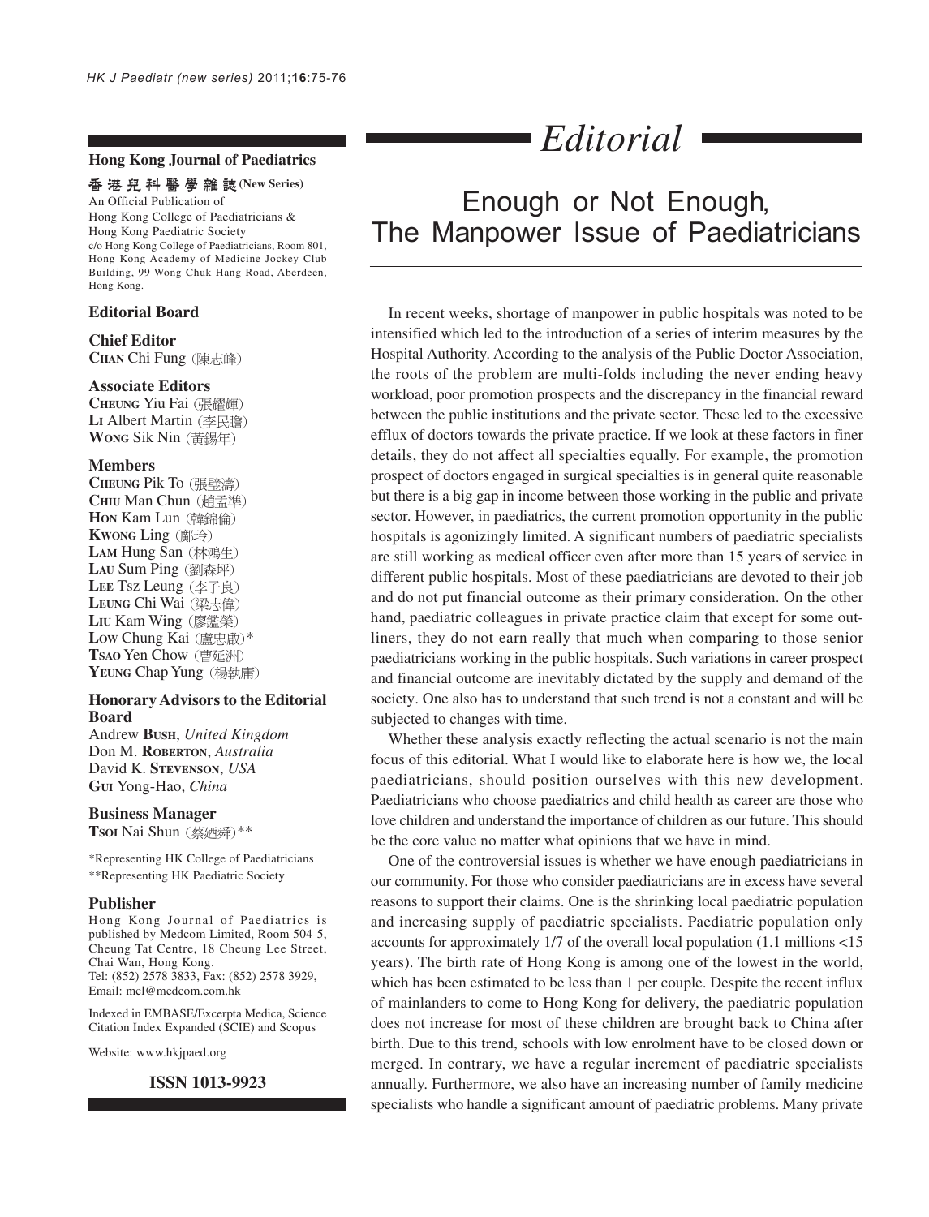**Hong Kong Journal of Paediatrics**

**香港兒科醫學雜誌 (New Series)**

An Official Publication of Hong Kong College of Paediatricians & Hong Kong Paediatric Society

c/o Hong Kong College of Paediatricians, Room 801, Hong Kong Academy of Medicine Jockey Club Building, 99 Wong Chuk Hang Road, Aberdeen, Hong Kong.

**Editorial Board**

**Chief Editor**

**Chan** Chi Fung (陳志峰)

**Associate Editors**

**Cheung** Yiu Fai (張耀輝)
**Li** Albert Martin (李民瞻)
**Wong** Sik Nin (黃錫年)

**Members**

**Cheung** Pik To (張璧濤)
**Chiu** Man Chun (趙孟準)
**Hon** Kam Lun (韓錦倫)
**Kwong** Ling (鄺玲)
**Lam** Hung San (林鴻生)
**Lau** Sum Ping (劉森坪)
**Lee** Tsz Leung (李子良)
**Leung** Chi Wai (梁志偉)
**Liu** Kam Wing (廖鑑榮)
**Low** Chung Kai (盧忠啟)*
**Tsao** Yen Chow (曹延洲)
**Yeung** Chap Yung (楊執庸)

**Honorary Advisors to the Editorial Board**

Andrew **Bush**, *United Kingdom*
Don M. **Roberton**, *Australia*
David K. **Stevenson**, *USA*
**Gui** Yong-Hao, *China*

**Business Manager**

**Tsoi** Nai Shun (蔡廼舜)**

*Representing HK College of Paediatricians
**Representing HK Paediatric Society

**Publisher**

Hong Kong Journal of Paediatrics is published by Medcom Limited, Room 504-5, Cheung Tat Centre, 18 Cheung Lee Street, Chai Wan, Hong Kong.
Tel: (852) 2578 3833, Fax: (852) 2578 3929, Email: mcl@medcom.com.hk

Indexed in EMBASE/Excerpta Medica, Science Citation Index Expanded (SCIE) and Scopus

Website: www.hkjpaed.org

**ISSN 1013-9923**

# *Editorial*

## Enough or Not Enough, The Manpower Issue of Paediatricians

In recent weeks, shortage of manpower in public hospitals was noted to be intensified which led to the introduction of a series of interim measures by the Hospital Authority. According to the analysis of the Public Doctor Association, the roots of the problem are multi-folds including the never ending heavy workload, poor promotion prospects and the discrepancy in the financial reward between the public institutions and the private sector. These led to the excessive efflux of doctors towards the private practice. If we look at these factors in finer details, they do not affect all specialties equally. For example, the promotion prospect of doctors engaged in surgical specialties is in general quite reasonable but there is a big gap in income between those working in the public and private sector. However, in paediatrics, the current promotion opportunity in the public hospitals is agonizingly limited. A significant numbers of paediatric specialists are still working as medical officer even after more than 15 years of service in different public hospitals. Most of these paediatricians are devoted to their job and do not put financial outcome as their primary consideration. On the other hand, paediatric colleagues in private practice claim that except for some outliners, they do not earn really that much when comparing to those senior paediatricians working in the public hospitals. Such variations in career prospect and financial outcome are inevitably dictated by the supply and demand of the society. One also has to understand that such trend is not a constant and will be subjected to changes with time.

Whether these analysis exactly reflecting the actual scenario is not the main focus of this editorial. What I would like to elaborate here is how we, the local paediatricians, should position ourselves with this new development. Paediatricians who choose paediatrics and child health as career are those who love children and understand the importance of children as our future. This should be the core value no matter what opinions that we have in mind.

One of the controversial issues is whether we have enough paediatricians in our community. For those who consider paediatricians are in excess have several reasons to support their claims. One is the shrinking local paediatric population and increasing supply of paediatric specialists. Paediatric population only accounts for approximately 1/7 of the overall local population (1.1 millions <15 years). The birth rate of Hong Kong is among one of the lowest in the world, which has been estimated to be less than 1 per couple. Despite the recent influx of mainlanders to come to Hong Kong for delivery, the paediatric population does not increase for most of these children are brought back to China after birth. Due to this trend, schools with low enrolment have to be closed down or merged. In contrary, we have a regular increment of paediatric specialists annually. Furthermore, we also have an increasing number of family medicine specialists who handle a significant amount of paediatric problems. Many private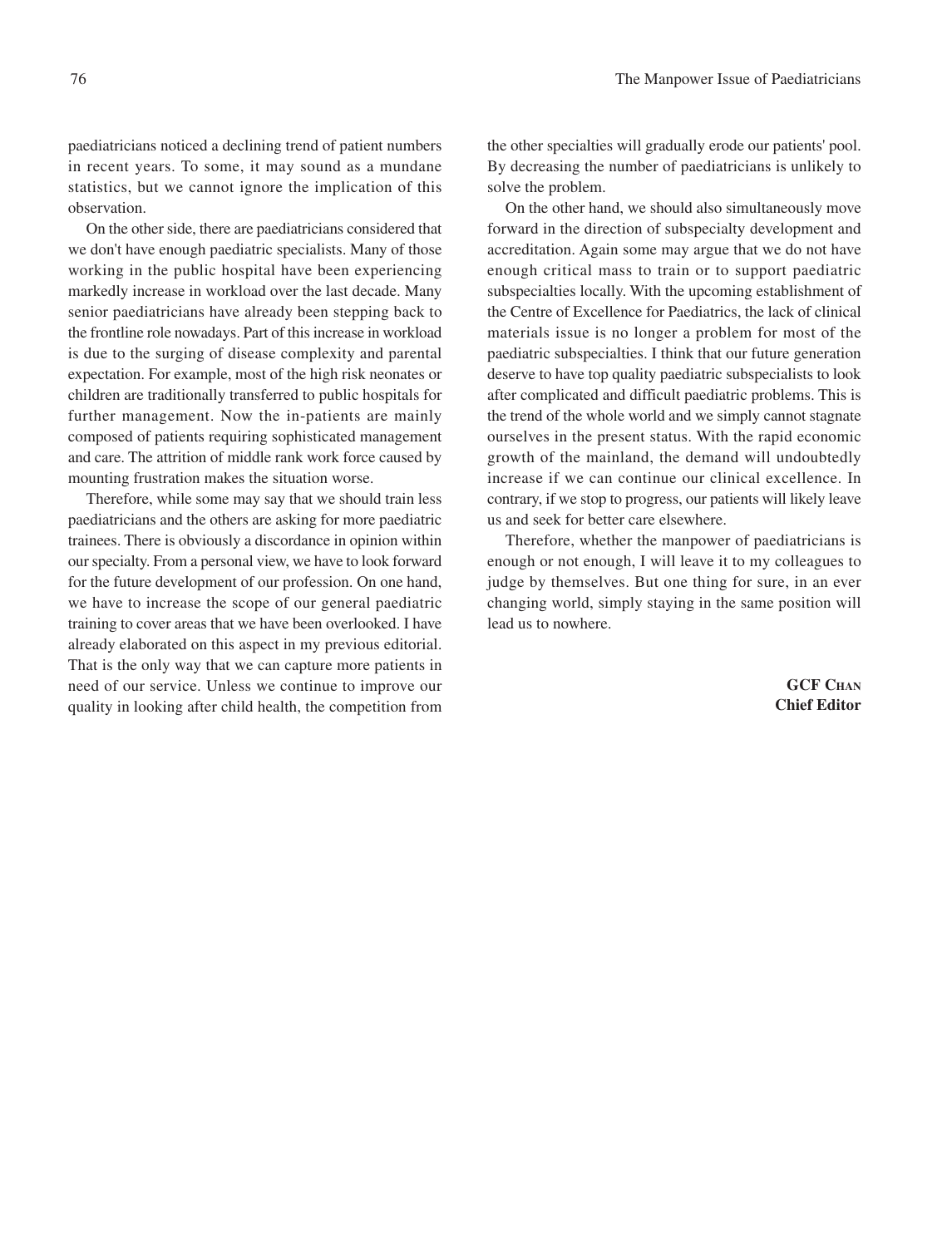paediatricians noticed a declining trend of patient numbers in recent years. To some, it may sound as a mundane statistics, but we cannot ignore the implication of this observation.

On the other side, there are paediatricians considered that we don't have enough paediatric specialists. Many of those working in the public hospital have been experiencing markedly increase in workload over the last decade. Many senior paediatricians have already been stepping back to the frontline role nowadays. Part of this increase in workload is due to the surging of disease complexity and parental expectation. For example, most of the high risk neonates or children are traditionally transferred to public hospitals for further management. Now the in-patients are mainly composed of patients requiring sophisticated management and care. The attrition of middle rank work force caused by mounting frustration makes the situation worse.

Therefore, while some may say that we should train less paediatricians and the others are asking for more paediatric trainees. There is obviously a discordance in opinion within our specialty. From a personal view, we have to look forward for the future development of our profession. On one hand, we have to increase the scope of our general paediatric training to cover areas that we have been overlooked. I have already elaborated on this aspect in my previous editorial. That is the only way that we can capture more patients in need of our service. Unless we continue to improve our quality in looking after child health, the competition from the other specialties will gradually erode our patients' pool. By decreasing the number of paediatricians is unlikely to solve the problem.

On the other hand, we should also simultaneously move forward in the direction of subspecialty development and accreditation. Again some may argue that we do not have enough critical mass to train or to support paediatric subspecialties locally. With the upcoming establishment of the Centre of Excellence for Paediatrics, the lack of clinical materials issue is no longer a problem for most of the paediatric subspecialties. I think that our future generation deserve to have top quality paediatric subspecialists to look after complicated and difficult paediatric problems. This is the trend of the whole world and we simply cannot stagnate ourselves in the present status. With the rapid economic growth of the mainland, the demand will undoubtedly increase if we can continue our clinical excellence. In contrary, if we stop to progress, our patients will likely leave us and seek for better care elsewhere.

Therefore, whether the manpower of paediatricians is enough or not enough, I will leave it to my colleagues to judge by themselves. But one thing for sure, in an ever changing world, simply staying in the same position will lead us to nowhere.

**GCF Chan**
**Chief Editor**